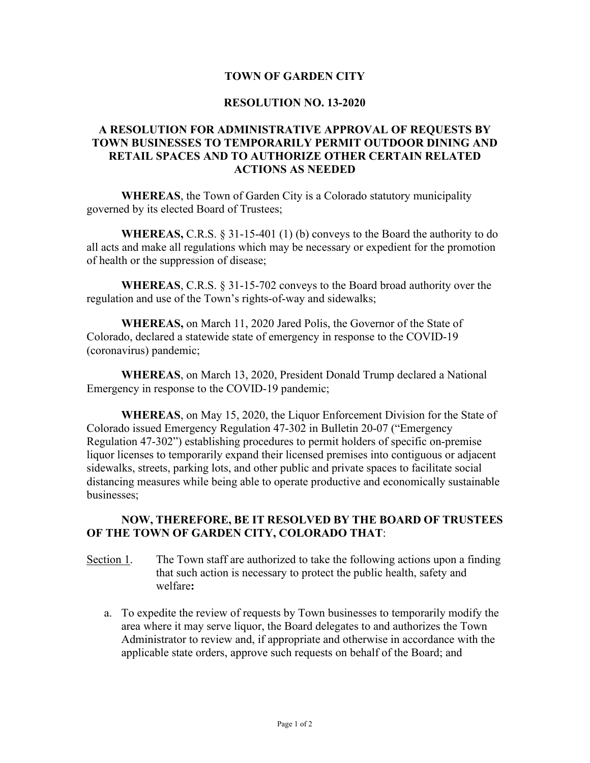# TOWN OF GARDEN CITY

## RESOLUTION NO. 13-2020

## A RESOLUTION FOR ADMINISTRATIVE APPROVAL OF REQUESTS BY TOWN BUSINESSES TO TEMPORARILY PERMIT OUTDOOR DINING AND RETAIL SPACES AND TO AUTHORIZE OTHER CERTAIN RELATED ACTIONS AS NEEDED

**WHEREAS**, the Town of Garden City is a Colorado statutory municipality governed by its elected Board of Trustees;

**WHEREAS,** C.R.S. § 31-15-401 (1) (b) conveys to the Board the authority to do all acts and make all regulations which may be necessary or expedient for the promotion of health or the suppression of disease;

**WHEREAS**, C.R.S. § 31-15-702 conveys to the Board broad authority over the regulation and use of the Town's rights-of-way and sidewalks;

**WHEREAS,** on March 11, 2020 Jared Polis, the Governor of the State of Colorado, declared a statewide state of emergency in response to the COVID-19 (coronavirus) pandemic;

**WHEREAS**, on March 13, 2020, President Donald Trump declared a National Emergency in response to the COVID-19 pandemic;

**WHEREAS**, on May 15, 2020, the Liquor Enforcement Division for the State of Colorado issued Emergency Regulation 47-302 in Bulletin 20-07 ("Emergency Regulation 47-302") establishing procedures to permit holders of specific on-premise liquor licenses to temporarily expand their licensed premises into contiguous or adjacent sidewalks, streets, parking lots, and other public and private spaces to facilitate social distancing measures while being able to operate productive and economically sustainable businesses;

**NOW, THEREFORE, BE IT RESOLVED BY THE BOARD OF TRUSTEES OF THE TOWN OF GARDEN CITY, COLORADO THAT**:

Section 1. The Town staff are authorized to take the following actions upon a finding that such action is necessary to protect the public health, safety and welfare**:**

a. To expedite the review of requests by Town businesses to temporarily modify the area where it may serve liquor, the Board delegates to and authorizes the Town Administrator to review and, if appropriate and otherwise in accordance with the applicable state orders, approve such requests on behalf of the Board; and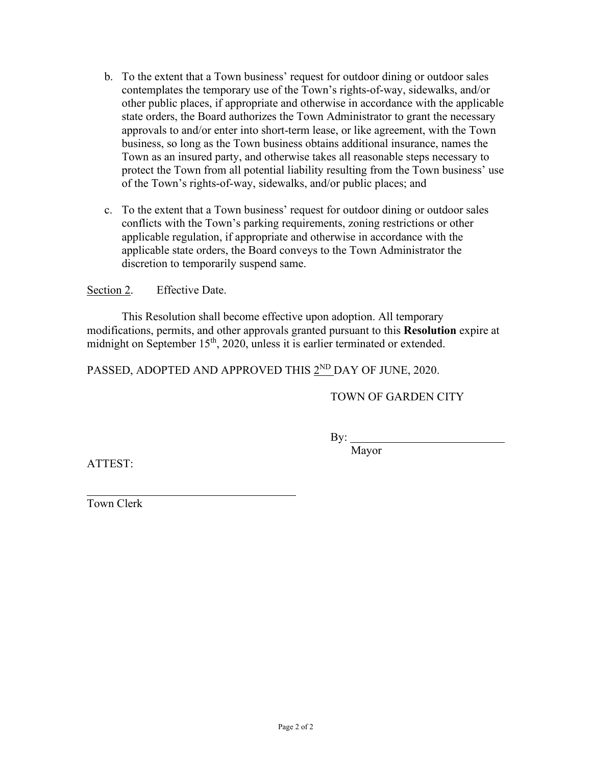b. To the extent that a Town business' request for outdoor dining or outdoor sales contemplates the temporary use of the Town's rights-of-way, sidewalks, and/or other public places, if appropriate and otherwise in accordance with the applicable state orders, the Board authorizes the Town Administrator to grant the necessary approvals to and/or enter into short-term lease, or like agreement, with the Town business, so long as the Town business obtains additional insurance, names the Town as an insured party, and otherwise takes all reasonable steps necessary to protect the Town from all potential liability resulting from the Town business' use of the Town's rights-of-way, sidewalks, and/or public places; and

c. To the extent that a Town business' request for outdoor dining or outdoor sales conflicts with the Town's parking requirements, zoning restrictions or other applicable regulation, if appropriate and otherwise in accordance with the applicable state orders, the Board conveys to the Town Administrator the discretion to temporarily suspend same.

Section 2. Effective Date.

This Resolution shall become effective upon adoption. All temporary modifications, permits, and other approvals granted pursuant to this **Resolution** expire at midnight on September 15th, 2020, unless it is earlier terminated or extended.

PASSED, ADOPTED AND APPROVED THIS 2ND DAY OF JUNE, 2020.

TOWN OF GARDEN CITY

By: ___________________________
Mayor

ATTEST:

______________________________________
Town Clerk